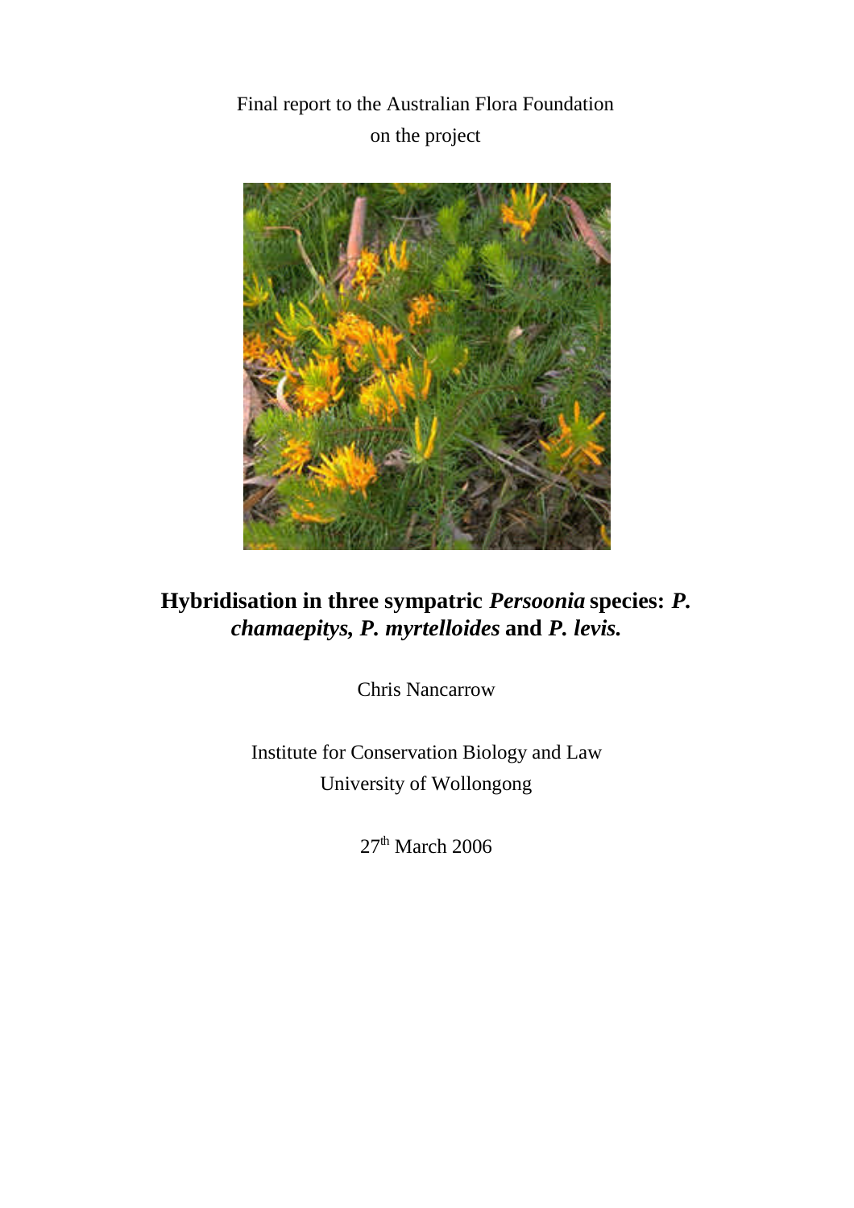Final report to the Australian Flora Foundation

on the project

# Hybridisation in three sympatric *Persoonia* species: *P. chamaepitys, P. myrtelloides* and *P. levis.*

Chris Nancarrow

Institute for Conservation Biology and Law

University of Wollongong

27th March 2006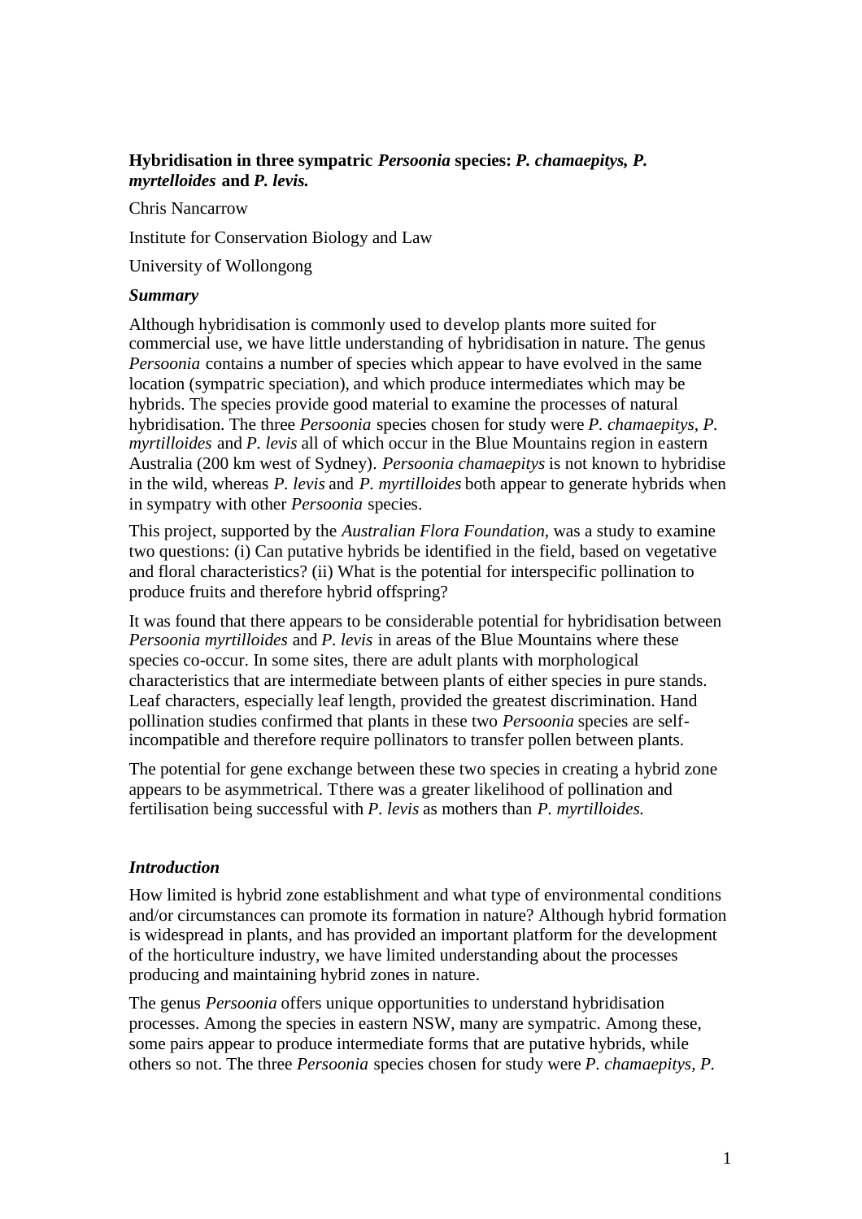**Hybridisation in three sympatric *Persoonia* species: *P. chamaepitys, P. myrtelloides* and *P. levis.***

Chris Nancarrow

Institute for Conservation Biology and Law

University of Wollongong

***Summary***

Although hybridisation is commonly used to develop plants more suited for commercial use, we have little understanding of hybridisation in nature. The genus *Persoonia* contains a number of species which appear to have evolved in the same location (sympatric speciation), and which produce intermediates which may be hybrids. The species provide good material to examine the processes of natural hybridisation. The three *Persoonia* species chosen for study were *P. chamaepitys*, *P. myrtilloides* and *P. levis* all of which occur in the Blue Mountains region in eastern Australia (200 km west of Sydney). *Persoonia chamaepitys* is not known to hybridise in the wild, whereas *P. levis* and *P. myrtilloides* both appear to generate hybrids when in sympatry with other *Persoonia* species.

This project, supported by the *Australian Flora Foundation*, was a study to examine two questions: (i) Can putative hybrids be identified in the field, based on vegetative and floral characteristics? (ii) What is the potential for interspecific pollination to produce fruits and therefore hybrid offspring?

It was found that there appears to be considerable potential for hybridisation between *Persoonia myrtilloides* and *P. levis* in areas of the Blue Mountains where these species co-occur. In some sites, there are adult plants with morphological characteristics that are intermediate between plants of either species in pure stands. Leaf characters, especially leaf length, provided the greatest discrimination. Hand pollination studies confirmed that plants in these two *Persoonia* species are self-incompatible and therefore require pollinators to transfer pollen between plants.

The potential for gene exchange between these two species in creating a hybrid zone appears to be asymmetrical. Tthere was a greater likelihood of pollination and fertilisation being successful with *P. levis* as mothers than *P. myrtilloides.*

***Introduction***

How limited is hybrid zone establishment and what type of environmental conditions and/or circumstances can promote its formation in nature? Although hybrid formation is widespread in plants, and has provided an important platform for the development of the horticulture industry, we have limited understanding about the processes producing and maintaining hybrid zones in nature.

The genus *Persoonia* offers unique opportunities to understand hybridisation processes. Among the species in eastern NSW, many are sympatric. Among these, some pairs appear to produce intermediate forms that are putative hybrids, while others so not. The three *Persoonia* species chosen for study were *P. chamaepitys*, *P.*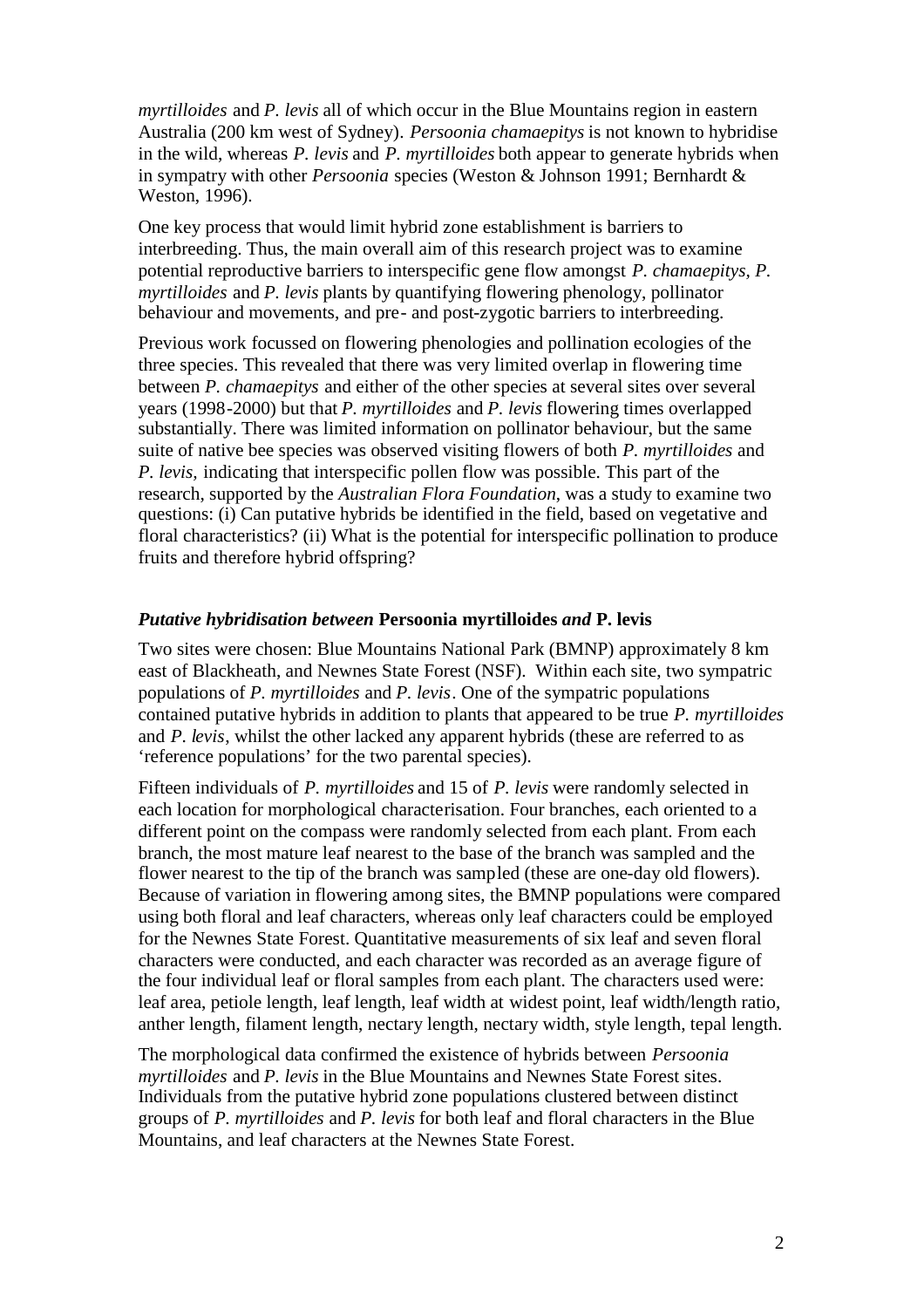*myrtilloides* and *P. levis* all of which occur in the Blue Mountains region in eastern Australia (200 km west of Sydney). *Persoonia chamaepitys* is not known to hybridise in the wild, whereas *P. levis* and *P. myrtilloides* both appear to generate hybrids when in sympatry with other *Persoonia* species (Weston & Johnson 1991; Bernhardt & Weston, 1996).

One key process that would limit hybrid zone establishment is barriers to interbreeding. Thus, the main overall aim of this research project was to examine potential reproductive barriers to interspecific gene flow amongst *P. chamaepitys*, *P. myrtilloides* and *P. levis* plants by quantifying flowering phenology, pollinator behaviour and movements, and pre- and post-zygotic barriers to interbreeding.

Previous work focussed on flowering phenologies and pollination ecologies of the three species. This revealed that there was very limited overlap in flowering time between *P. chamaepitys* and either of the other species at several sites over several years (1998-2000) but that *P. myrtilloides* and *P. levis* flowering times overlapped substantially. There was limited information on pollinator behaviour, but the same suite of native bee species was observed visiting flowers of both *P. myrtilloides* and *P. levis,* indicating that interspecific pollen flow was possible. This part of the research, supported by the *Australian Flora Foundation*, was a study to examine two questions: (i) Can putative hybrids be identified in the field, based on vegetative and floral characteristics? (ii) What is the potential for interspecific pollination to produce fruits and therefore hybrid offspring?

### *Putative hybridisation between* **Persoonia myrtilloides** *and* **P. levis**

Two sites were chosen: Blue Mountains National Park (BMNP) approximately 8 km east of Blackheath, and Newnes State Forest (NSF). Within each site, two sympatric populations of *P. myrtilloides* and *P. levis*. One of the sympatric populations contained putative hybrids in addition to plants that appeared to be true *P. myrtilloides* and *P. levis*, whilst the other lacked any apparent hybrids (these are referred to as 'reference populations' for the two parental species).

Fifteen individuals of *P. myrtilloides* and 15 of *P. levis* were randomly selected in each location for morphological characterisation. Four branches, each oriented to a different point on the compass were randomly selected from each plant. From each branch, the most mature leaf nearest to the base of the branch was sampled and the flower nearest to the tip of the branch was sampled (these are one-day old flowers). Because of variation in flowering among sites, the BMNP populations were compared using both floral and leaf characters, whereas only leaf characters could be employed for the Newnes State Forest. Quantitative measurements of six leaf and seven floral characters were conducted, and each character was recorded as an average figure of the four individual leaf or floral samples from each plant. The characters used were: leaf area, petiole length, leaf length, leaf width at widest point, leaf width/length ratio, anther length, filament length, nectary length, nectary width, style length, tepal length.

The morphological data confirmed the existence of hybrids between *Persoonia myrtilloides* and *P. levis* in the Blue Mountains and Newnes State Forest sites. Individuals from the putative hybrid zone populations clustered between distinct groups of *P. myrtilloides* and *P. levis* for both leaf and floral characters in the Blue Mountains, and leaf characters at the Newnes State Forest.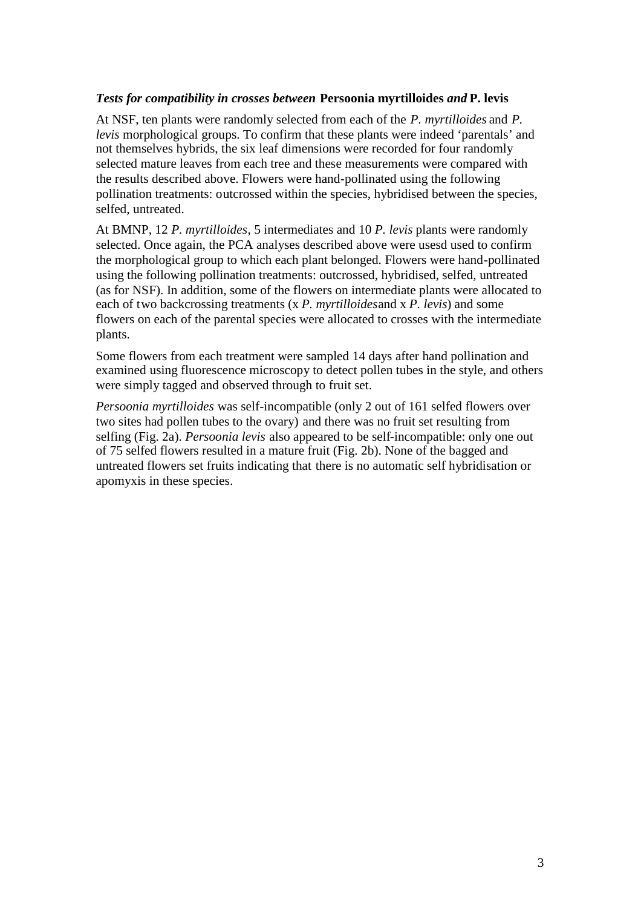### *Tests for compatibility in crosses between* **Persoonia myrtilloides** *and* **P. levis**

At NSF, ten plants were randomly selected from each of the *P. myrtilloides* and *P. levis* morphological groups. To confirm that these plants were indeed 'parentals' and not themselves hybrids, the six leaf dimensions were recorded for four randomly selected mature leaves from each tree and these measurements were compared with the results described above. Flowers were hand-pollinated using the following pollination treatments: outcrossed within the species, hybridised between the species, selfed, untreated.

At BMNP, 12 *P. myrtilloides*, 5 intermediates and 10 *P. levis* plants were randomly selected. Once again, the PCA analyses described above were usesd used to confirm the morphological group to which each plant belonged. Flowers were hand-pollinated using the following pollination treatments: outcrossed, hybridised, selfed, untreated (as for NSF). In addition, some of the flowers on intermediate plants were allocated to each of two backcrossing treatments (x *P. myrtilloides* and x *P. levis*) and some flowers on each of the parental species were allocated to crosses with the intermediate plants.

Some flowers from each treatment were sampled 14 days after hand pollination and examined using fluorescence microscopy to detect pollen tubes in the style, and others were simply tagged and observed through to fruit set.

*Persoonia myrtilloides* was self-incompatible (only 2 out of 161 selfed flowers over two sites had pollen tubes to the ovary) and there was no fruit set resulting from selfing (Fig. 2a). *Persoonia levis* also appeared to be self-incompatible: only one out of 75 selfed flowers resulted in a mature fruit (Fig. 2b). None of the bagged and untreated flowers set fruits indicating that there is no automatic self hybridisation or apomyxis in these species.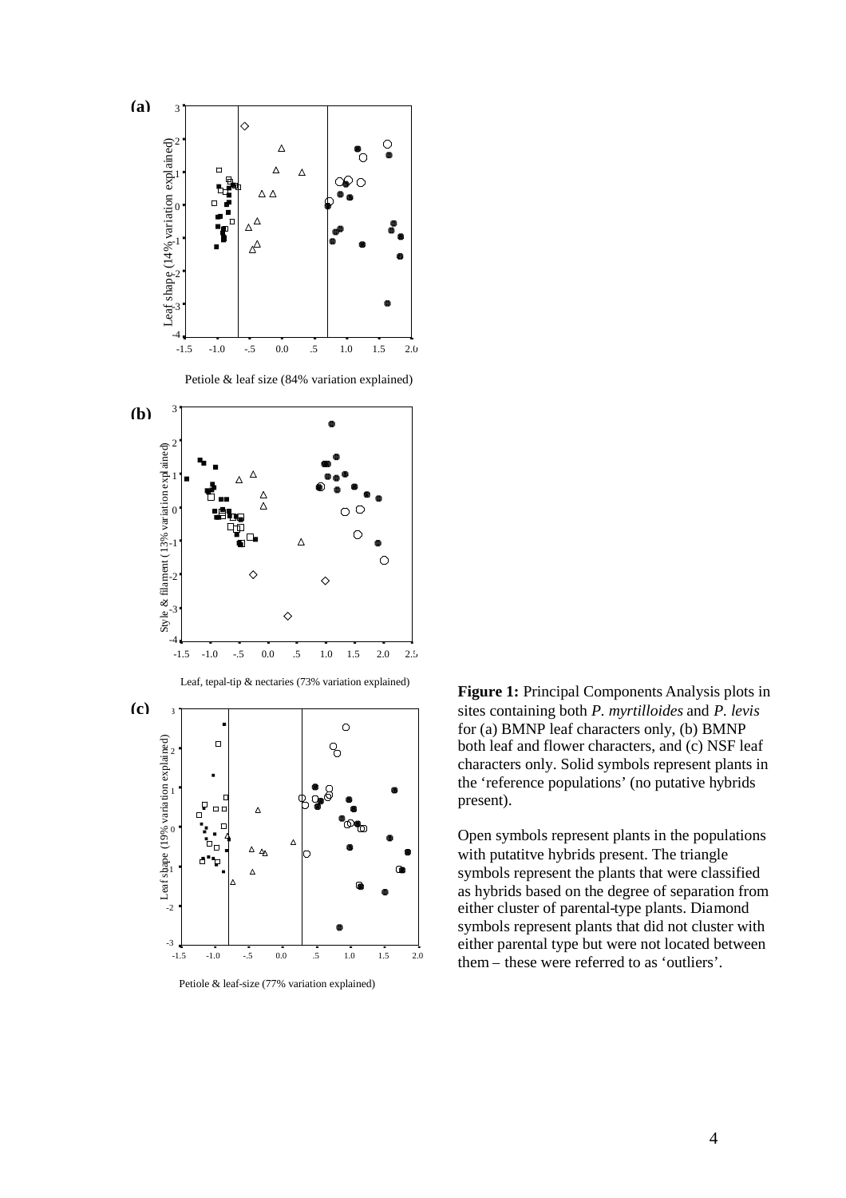**Figure 1:** Principal Components Analysis plots in sites containing both *P. myrtilloides* and *P. levis* for (a) BMNP leaf characters only, (b) BMNP both leaf and flower characters, and (c) NSF leaf characters only. Solid symbols represent plants in the 'reference populations' (no putative hybrids present).

Open symbols represent plants in the populations with putatitve hybrids present. The triangle symbols represent the plants that were classified as hybrids based on the degree of separation from either cluster of parental-type plants. Diamond symbols represent plants that did not cluster with either parental type but were not located between them – these were referred to as 'outliers'.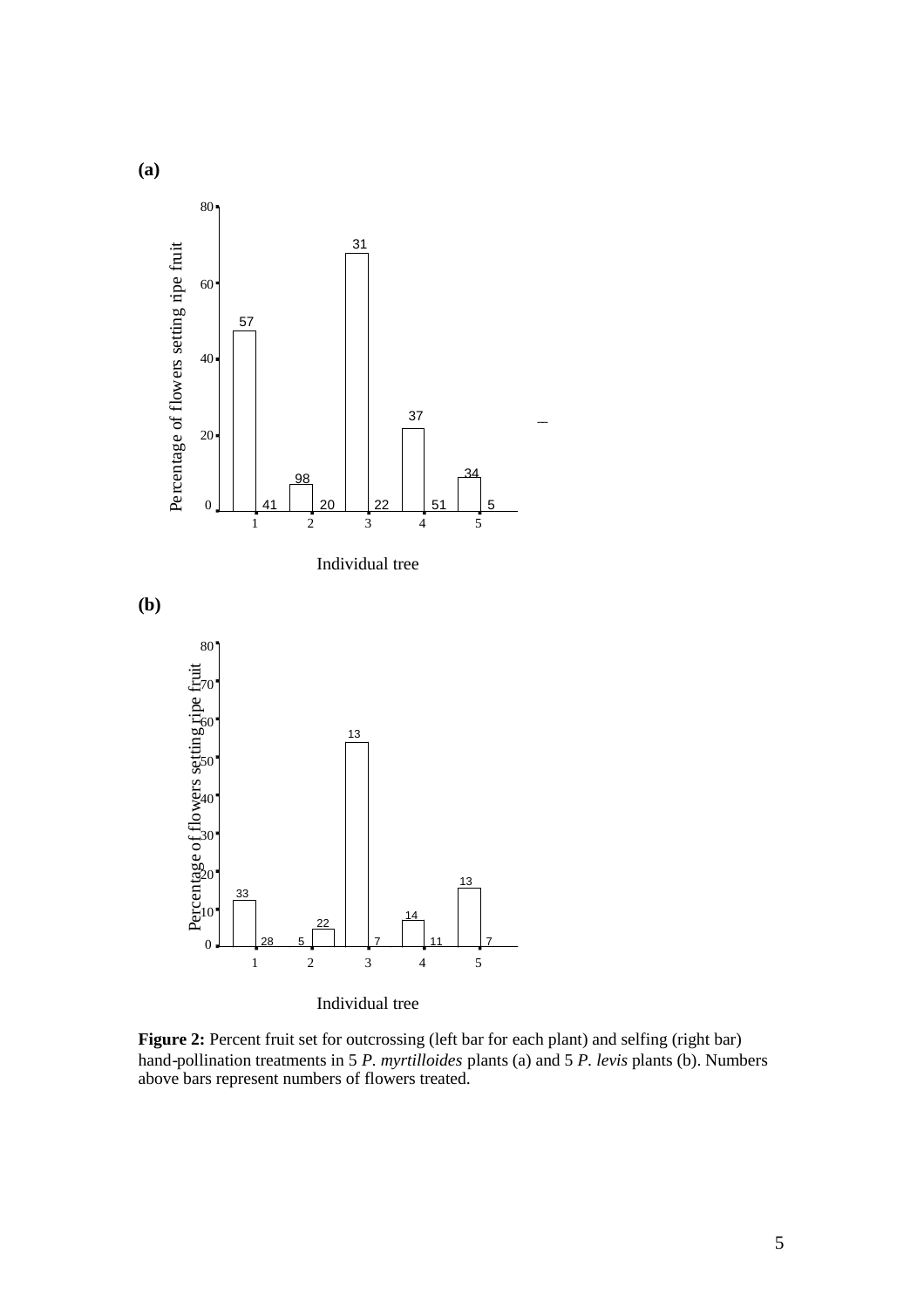**(a)**

**(b)**

**Figure 2:** Percent fruit set for outcrossing (left bar for each plant) and selfing (right bar) hand-pollination treatments in 5 *P. myrtilloides* plants (a) and 5 *P. levis* plants (b). Numbers above bars represent numbers of flowers treated.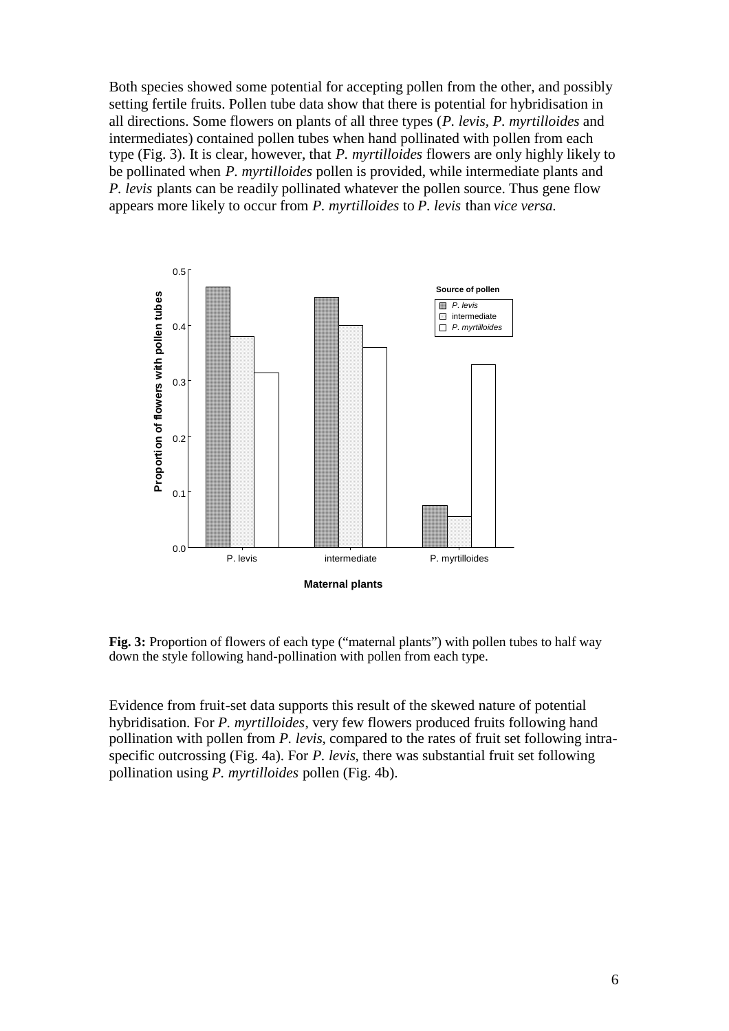Both species showed some potential for accepting pollen from the other, and possibly setting fertile fruits. Pollen tube data show that there is potential for hybridisation in all directions. Some flowers on plants of all three types (*P. levis*, *P. myrtilloides* and intermediates) contained pollen tubes when hand pollinated with pollen from each type (Fig. 3). It is clear, however, that *P. myrtilloides* flowers are only highly likely to be pollinated when *P. myrtilloides* pollen is provided, while intermediate plants and *P. levis* plants can be readily pollinated whatever the pollen source. Thus gene flow appears more likely to occur from *P. myrtilloides* to *P. levis* than *vice versa.*

**Fig. 3:** Proportion of flowers of each type ("maternal plants") with pollen tubes to half way down the style following hand-pollination with pollen from each type.

Evidence from fruit-set data supports this result of the skewed nature of potential hybridisation. For *P. myrtilloides*, very few flowers produced fruits following hand pollination with pollen from *P. levis*, compared to the rates of fruit set following intra-specific outcrossing (Fig. 4a). For *P. levis*, there was substantial fruit set following pollination using *P. myrtilloides* pollen (Fig. 4b).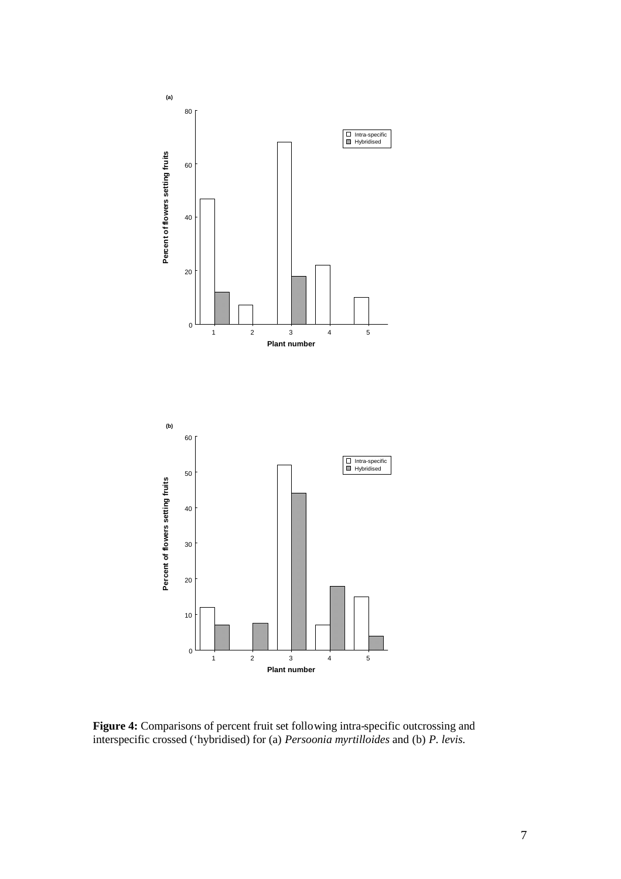**Figure 4:** Comparisons of percent fruit set following intra-specific outcrossing and interspecific crossed ('hybridised) for (a) *Persoonia myrtilloides* and (b) *P. levis.*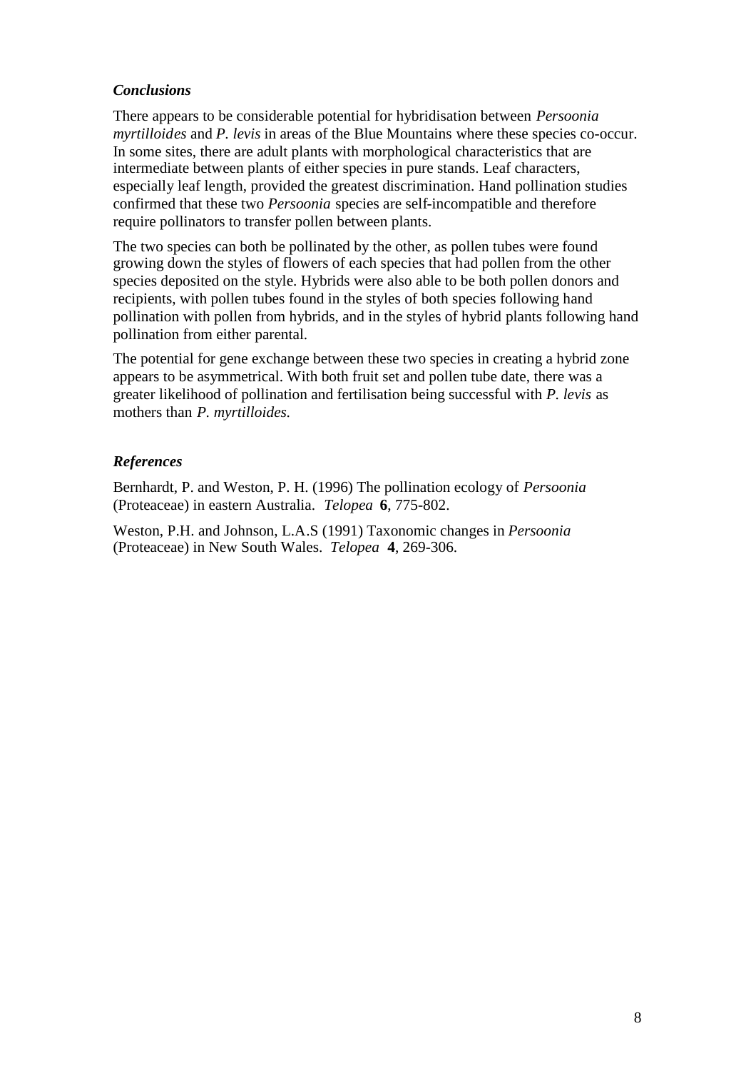### *Conclusions*

There appears to be considerable potential for hybridisation between *Persoonia myrtilloides* and *P. levis* in areas of the Blue Mountains where these species co-occur. In some sites, there are adult plants with morphological characteristics that are intermediate between plants of either species in pure stands. Leaf characters, especially leaf length, provided the greatest discrimination. Hand pollination studies confirmed that these two *Persoonia* species are self-incompatible and therefore require pollinators to transfer pollen between plants.

The two species can both be pollinated by the other, as pollen tubes were found growing down the styles of flowers of each species that had pollen from the other species deposited on the style. Hybrids were also able to be both pollen donors and recipients, with pollen tubes found in the styles of both species following hand pollination with pollen from hybrids, and in the styles of hybrid plants following hand pollination from either parental.

The potential for gene exchange between these two species in creating a hybrid zone appears to be asymmetrical. With both fruit set and pollen tube date, there was a greater likelihood of pollination and fertilisation being successful with *P. levis* as mothers than *P. myrtilloides*.

### *References*

Bernhardt, P. and Weston, P. H. (1996) The pollination ecology of *Persoonia* (Proteaceae) in eastern Australia. *Telopea* **6**, 775-802.

Weston, P.H. and Johnson, L.A.S (1991) Taxonomic changes in *Persoonia* (Proteaceae) in New South Wales. *Telopea* **4**, 269-306.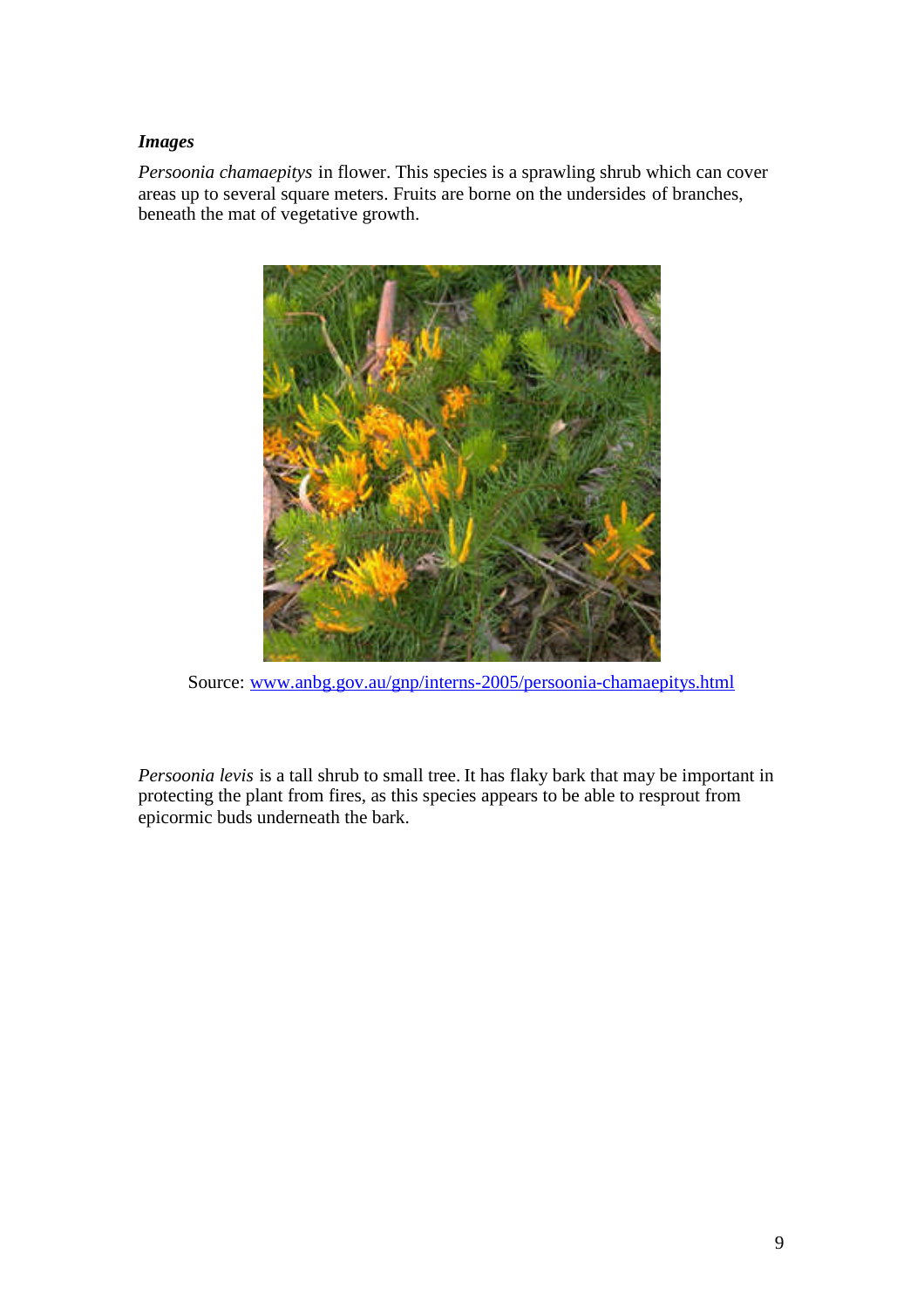***Images***

*Persoonia chamaepitys* in flower. This species is a sprawling shrub which can cover areas up to several square meters. Fruits are borne on the undersides of branches, beneath the mat of vegetative growth.

Source: www.anbg.gov.au/gnp/interns-2005/persoonia-chamaepitys.html

*Persoonia levis* is a tall shrub to small tree. It has flaky bark that may be important in protecting the plant from fires, as this species appears to be able to resprout from epicormic buds underneath the bark.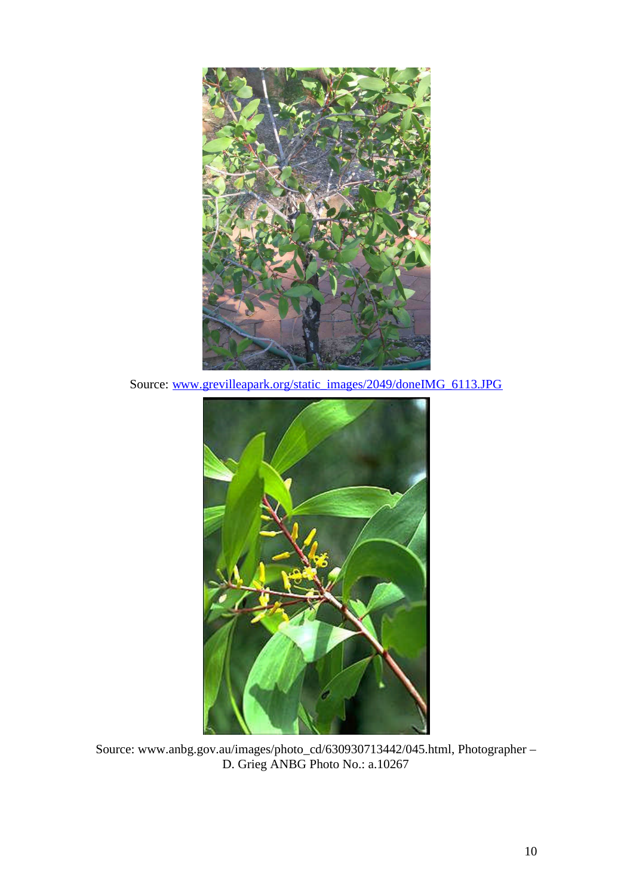Source: www.grevilleapark.org/static_images/2049/doneIMG_6113.JPG

Source: www.anbg.gov.au/images/photo_cd/630930713442/045.html, Photographer – D. Grieg ANBG Photo No.: a.10267